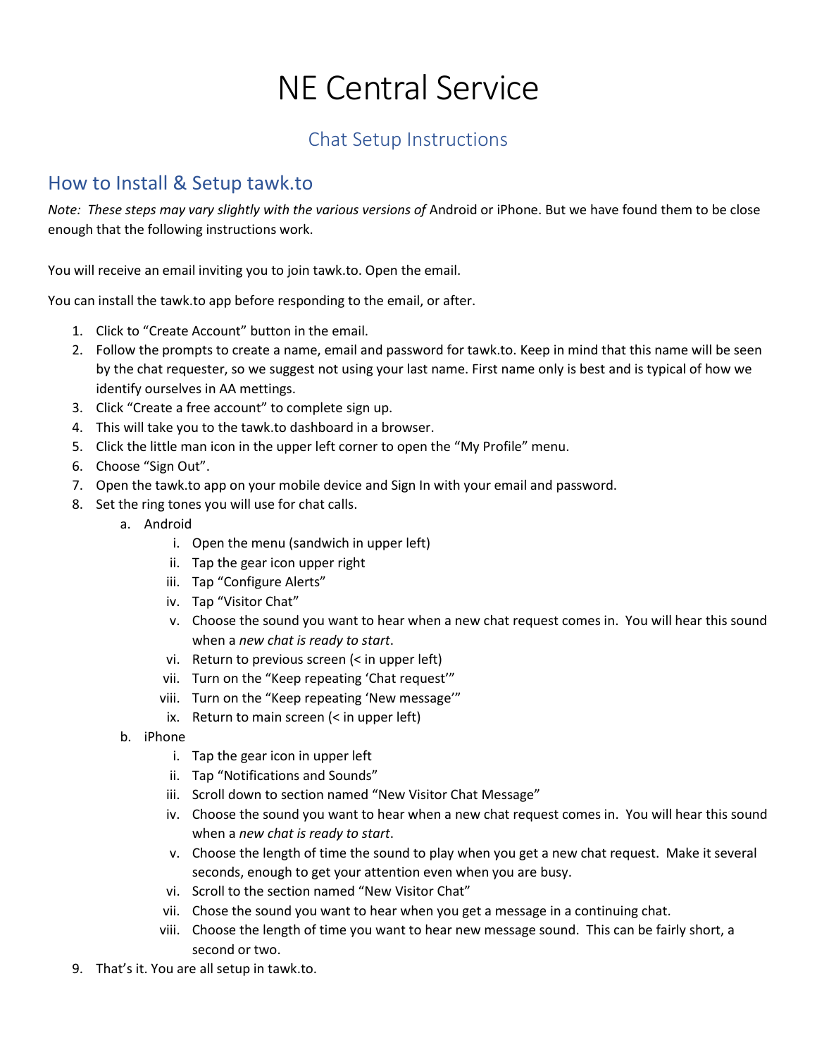# NE Central Service

## Chat Setup Instructions

## How to Install & Setup tawk.to

*Note: These steps may vary slightly with the various versions of* Android or iPhone. But we have found them to be close enough that the following instructions work.

You will receive an email inviting you to join tawk.to. Open the email.

You can install the tawk.to app before responding to the email, or after.

1. Click to “Create Account” button in the email.
2. Follow the prompts to create a name, email and password for tawk.to. Keep in mind that this name will be seen by the chat requester, so we suggest not using your last name. First name only is best and is typical of how we identify ourselves in AA mettings.
3. Click “Create a free account” to complete sign up.
4. This will take you to the tawk.to dashboard in a browser.
5. Click the little man icon in the upper left corner to open the “My Profile” menu.
6. Choose “Sign Out”.
7. Open the tawk.to app on your mobile device and Sign In with your email and password.
8. Set the ring tones you will use for chat calls.
   a. Android
      i. Open the menu (sandwich in upper left)
      ii. Tap the gear icon upper right
      iii. Tap “Configure Alerts”
      iv. Tap “Visitor Chat”
      v. Choose the sound you want to hear when a new chat request comes in. You will hear this sound when a *new chat is ready to start*.
      vi. Return to previous screen (< in upper left)
      vii. Turn on the “Keep repeating ‘Chat request’”
      viii. Turn on the “Keep repeating ‘New message’”
      ix. Return to main screen (< in upper left)
   b. iPhone
      i. Tap the gear icon in upper left
      ii. Tap “Notifications and Sounds”
      iii. Scroll down to section named “New Visitor Chat Message”
      iv. Choose the sound you want to hear when a new chat request comes in. You will hear this sound when a *new chat is ready to start*.
      v. Choose the length of time the sound to play when you get a new chat request. Make it several seconds, enough to get your attention even when you are busy.
      vi. Scroll to the section named “New Visitor Chat”
      vii. Chose the sound you want to hear when you get a message in a continuing chat.
      viii. Choose the length of time you want to hear new message sound. This can be fairly short, a second or two.
9. That’s it. You are all setup in tawk.to.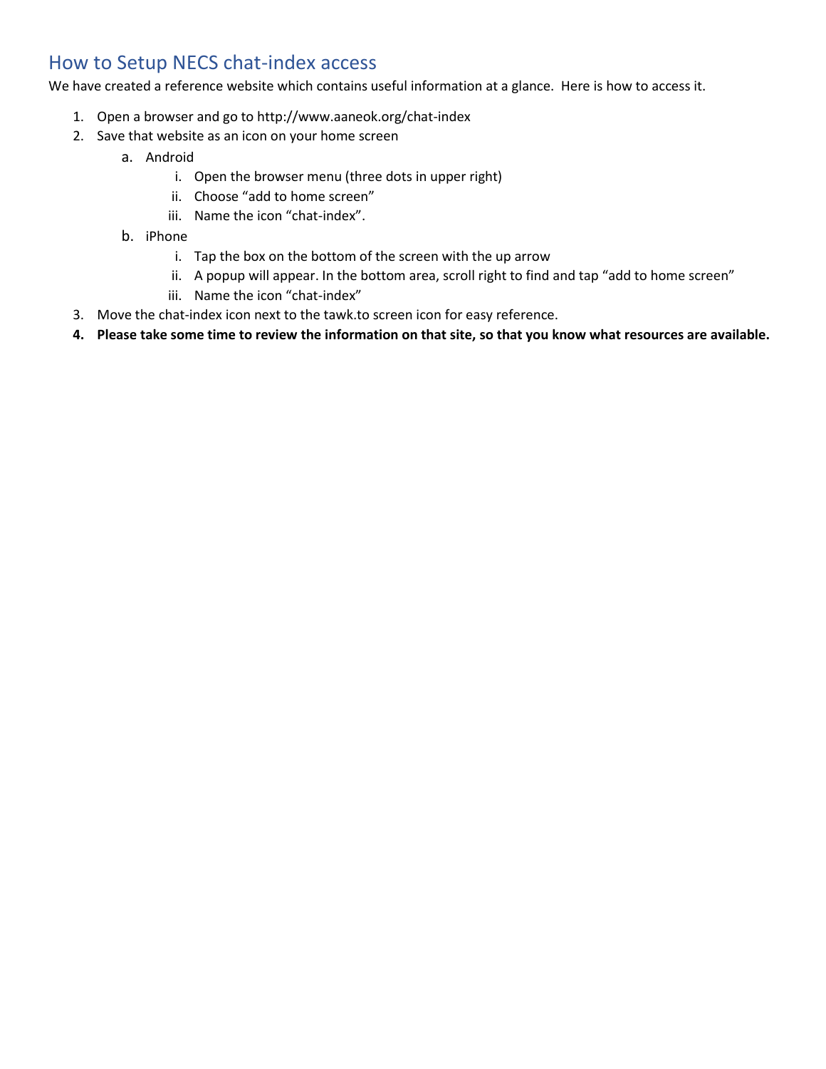## How to Setup NECS chat-index access

We have created a reference website which contains useful information at a glance. Here is how to access it.

1. Open a browser and go to http://www.aaneok.org/chat-index
2. Save that website as an icon on your home screen
   a. Android
      i. Open the browser menu (three dots in upper right)
      ii. Choose “add to home screen”
      iii. Name the icon “chat-index”.
   b. iPhone
      i. Tap the box on the bottom of the screen with the up arrow
      ii. A popup will appear. In the bottom area, scroll right to find and tap “add to home screen”
      iii. Name the icon “chat-index”
3. Move the chat-index icon next to the tawk.to screen icon for easy reference.
4. **Please take some time to review the information on that site, so that you know what resources are available.**